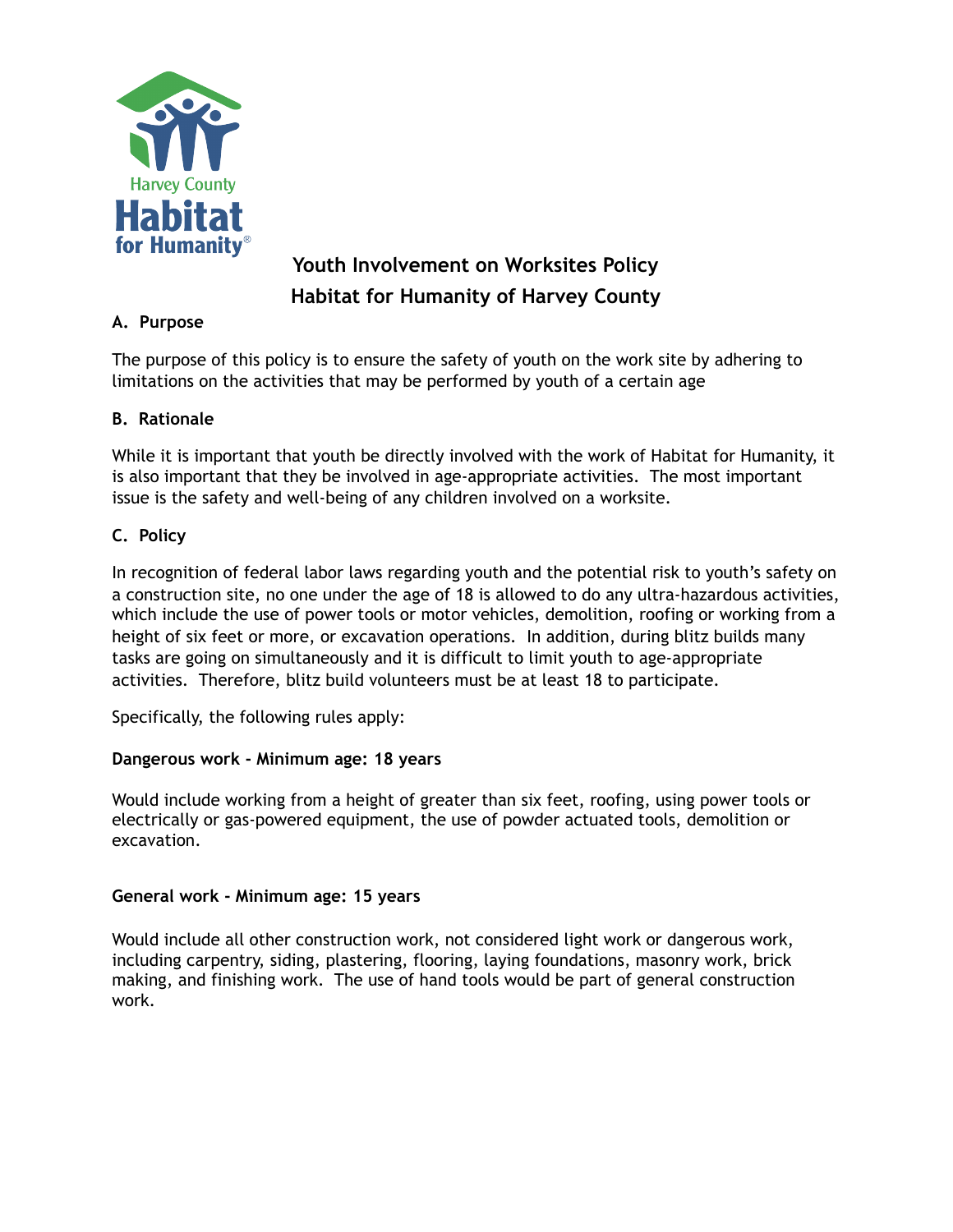# Youth Involvement on Worksites Policy

# Habitat for Humanity of Harvey County

## A. Purpose

The purpose of this policy is to ensure the safety of youth on the work site by adhering to limitations on the activities that may be performed by youth of a certain age

## B. Rationale

While it is important that youth be directly involved with the work of Habitat for Humanity, it is also important that they be involved in age-appropriate activities. The most important issue is the safety and well-being of any children involved on a worksite.

## C. Policy

In recognition of federal labor laws regarding youth and the potential risk to youth's safety on a construction site, no one under the age of 18 is allowed to do any ultra-hazardous activities, which include the use of power tools or motor vehicles, demolition, roofing or working from a height of six feet or more, or excavation operations. In addition, during blitz builds many tasks are going on simultaneously and it is difficult to limit youth to age-appropriate activities. Therefore, blitz build volunteers must be at least 18 to participate.

Specifically, the following rules apply:

**Dangerous work - Minimum age: 18 years**

Would include working from a height of greater than six feet, roofing, using power tools or electrically or gas-powered equipment, the use of powder actuated tools, demolition or excavation.

**General work - Minimum age: 15 years**

Would include all other construction work, not considered light work or dangerous work, including carpentry, siding, plastering, flooring, laying foundations, masonry work, brick making, and finishing work. The use of hand tools would be part of general construction work.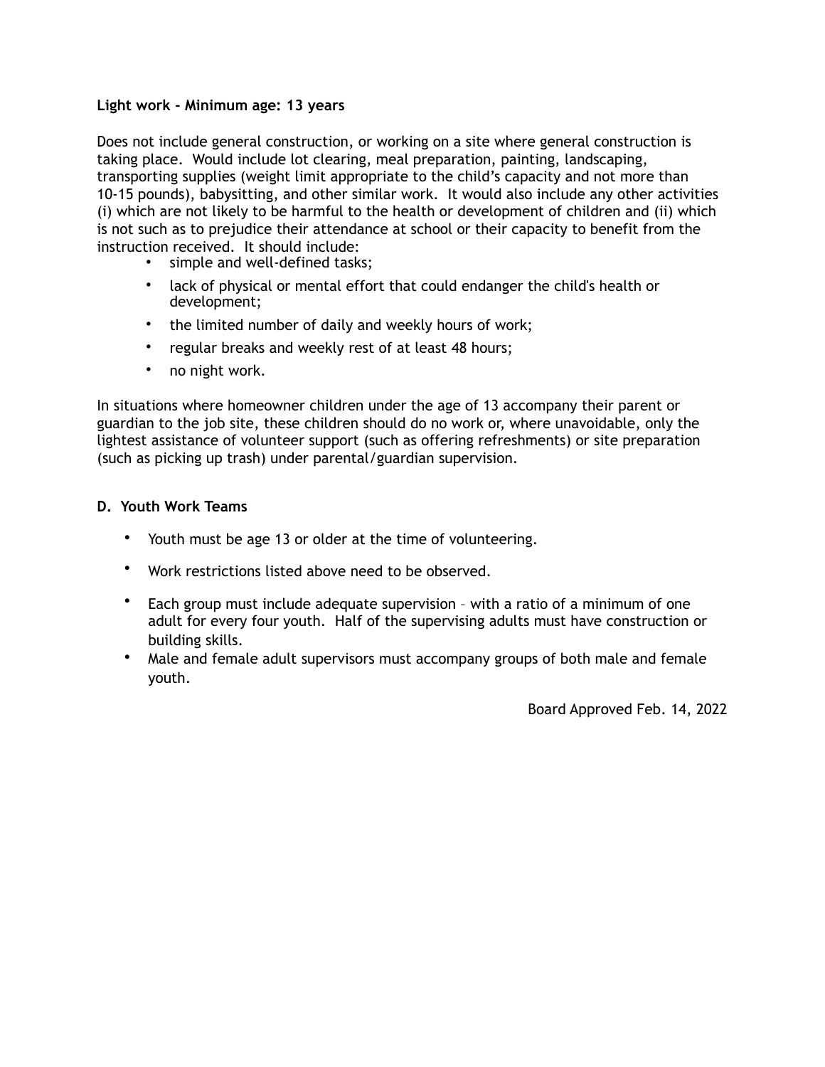**Light work - Minimum age: 13 years**

Does not include general construction, or working on a site where general construction is taking place. Would include lot clearing, meal preparation, painting, landscaping, transporting supplies (weight limit appropriate to the child's capacity and not more than 10-15 pounds), babysitting, and other similar work. It would also include any other activities (i) which are not likely to be harmful to the health or development of children and (ii) which is not such as to prejudice their attendance at school or their capacity to benefit from the instruction received. It should include:

- simple and well-defined tasks;
- lack of physical or mental effort that could endanger the child's health or development;
- the limited number of daily and weekly hours of work;
- regular breaks and weekly rest of at least 48 hours;
- no night work.

In situations where homeowner children under the age of 13 accompany their parent or guardian to the job site, these children should do no work or, where unavoidable, only the lightest assistance of volunteer support (such as offering refreshments) or site preparation (such as picking up trash) under parental/guardian supervision.

**D. Youth Work Teams**

- Youth must be age 13 or older at the time of volunteering.
- Work restrictions listed above need to be observed.
- Each group must include adequate supervision – with a ratio of a minimum of one adult for every four youth. Half of the supervising adults must have construction or building skills.
- Male and female adult supervisors must accompany groups of both male and female youth.

Board Approved Feb. 14, 2022